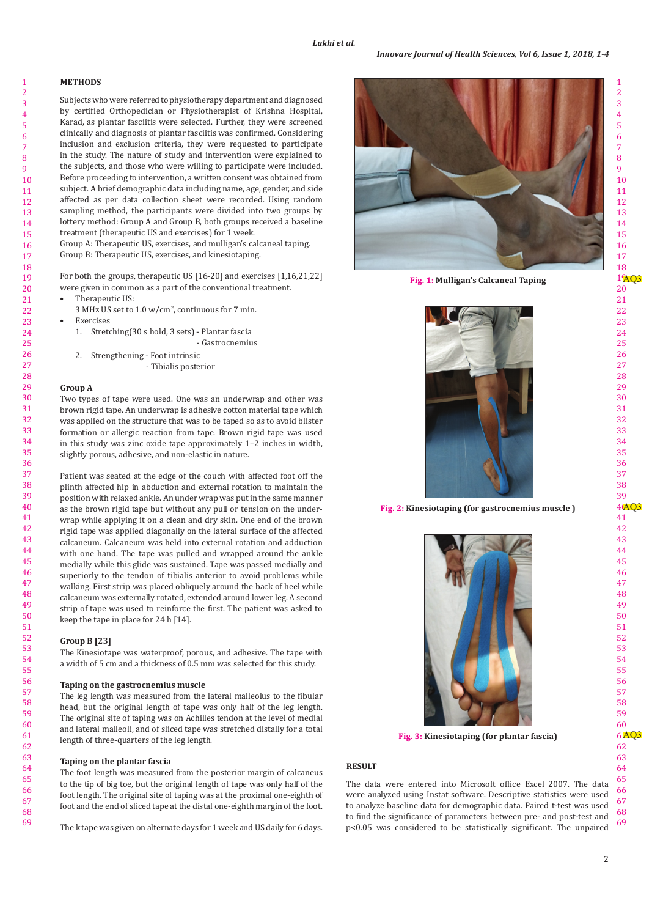## METHODS

Subjects who were referred to physiotherapy department and diagnosed by certified Orthopedician or Physiotherapist of Krishna Hospital, Karad, as plantar fasciitis were selected. Further, they were screened clinically and diagnosis of plantar fasciitis was confirmed. Considering inclusion and exclusion criteria, they were requested to participate in the study. The nature of study and intervention were explained to the subjects, and those who were willing to participate were included. Before proceeding to intervention, a written consent was obtained from subject. A brief demographic data including name, age, gender, and side affected as per data collection sheet were recorded. Using random sampling method, the participants were divided into two groups by lottery method: Group A and Group B, both groups received a baseline treatment (therapeutic US and exercises) for 1 week.

Group A: Therapeutic US, exercises, and mulligan's calcaneal taping.

Group B: Therapeutic US, exercises, and kinesiotaping.

For both the groups, therapeutic US [16-20] and exercises [1,16,21,22] were given in common as a part of the conventional treatment.

- Therapeutic US:
  3 MHz US set to 1.0 w/cm$^2$, continuous for 7 min.
- Exercises
  1. Stretching(30 s hold, 3 sets) - Plantar fascia
     - Gastrocnemius
  2. Strengthening - Foot intrinsic
     - Tibialis posterior

### Group A

Two types of tape were used. One was an underwrap and other was brown rigid tape. An underwrap is adhesive cotton material tape which was applied on the structure that was to be taped so as to avoid blister formation or allergic reaction from tape. Brown rigid tape was used in this study was zinc oxide tape approximately 1–2 inches in width, slightly porous, adhesive, and non-elastic in nature.

Patient was seated at the edge of the couch with affected foot off the plinth affected hip in abduction and external rotation to maintain the position with relaxed ankle. An underwrap was put in the same manner as the brown rigid tape but without any pull or tension on the underwrap while applying it on a clean and dry skin. One end of the brown rigid tape was applied diagonally on the lateral surface of the affected calcaneum. Calcaneum was held into external rotation and adduction with one hand. The tape was pulled and wrapped around the ankle medially while this glide was sustained. Tape was passed medially and superiorly to the tendon of tibialis anterior to avoid problems while walking. First strip was placed obliquely around the back of heel while calcaneum was externally rotated, extended around lower leg. A second strip of tape was used to reinforce the first. The patient was asked to keep the tape in place for 24 h [14].

### Group B [23]

The Kinesiotape was waterproof, porous, and adhesive. The tape with a width of 5 cm and a thickness of 0.5 mm was selected for this study.

### Taping on the gastrocnemius muscle

The leg length was measured from the lateral malleolus to the fibular head, but the original length of tape was only half of the leg length. The original site of taping was on Achilles tendon at the level of medial and lateral malleoli, and of sliced tape was stretched distally for a total length of three-quarters of the leg length.

### Taping on the plantar fascia

The foot length was measured from the posterior margin of calcaneus to the tip of big toe, but the original length of tape was only half of the foot length. The original site of taping was at the proximal one-eighth of foot and the end of sliced tape at the distal one-eighth margin of the foot.

The k tape was given on alternate days for 1 week and US daily for 6 days.

**Fig. 1:** Mulligan's Calcaneal Taping

**Fig. 2:** Kinesiotaping (for gastrocnemius muscle )

**Fig. 3:** Kinesiotaping (for plantar fascia)

## RESULT

The data were entered into Microsoft office Excel 2007. The data were analyzed using Instat software. Descriptive statistics were used to analyze baseline data for demographic data. Paired t-test was used to find the significance of parameters between pre- and post-test and $p<0.05$ was considered to be statistically significant. The unpaired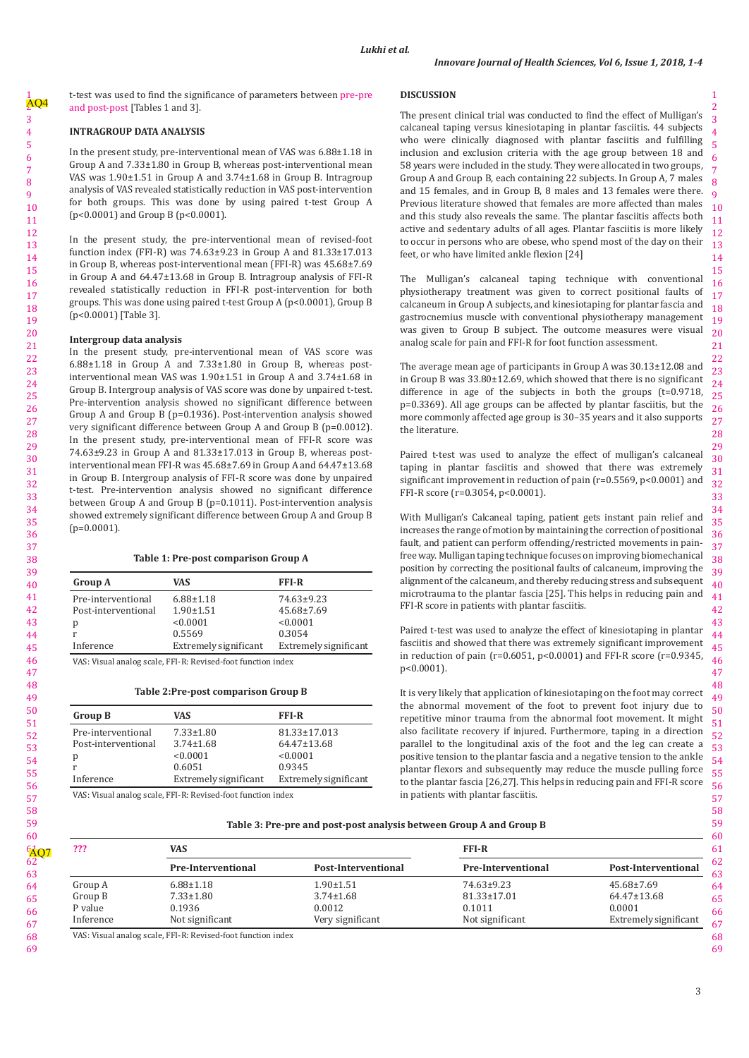t-test was used to find the significance of parameters between pre-pre and post-post [Tables 1 and 3].

## INTRAGROUP DATA ANALYSIS

In the present study, pre-interventional mean of VAS was 6.88±1.18 in Group A and 7.33±1.80 in Group B, whereas post-interventional mean VAS was 1.90±1.51 in Group A and 3.74±1.68 in Group B. Intragroup analysis of VAS revealed statistically reduction in VAS post-intervention for both groups. This was done by using paired t-test Group A ($p<0.0001$) and Group B ($p<0.0001$).

In the present study, the pre-interventional mean of revised-foot function index (FFI-R) was 74.63±9.23 in Group A and 81.33±17.013 in Group B, whereas post-interventional mean (FFI-R) was 45.68±7.69 in Group A and 64.47±13.68 in Group B. Intragroup analysis of FFI-R revealed statistically reduction in FFI-R post-intervention for both groups. This was done using paired t-test Group A ($p<0.0001$), Group B ($p<0.0001$) [Table 3].

### Intergroup data analysis

In the present study, pre-interventional mean of VAS score was 6.88±1.18 in Group A and 7.33±1.80 in Group B, whereas post-interventional mean VAS was 1.90±1.51 in Group A and 3.74±1.68 in Group B. Intergroup analysis of VAS score was done by unpaired t-test. Pre-intervention analysis showed no significant difference between Group A and Group B ($p=0.1936$). Post-intervention analysis showed very significant difference between Group A and Group B ($p=0.0012$). In the present study, pre-interventional mean of FFI-R score was 74.63±9.23 in Group A and 81.33±17.013 in Group B, whereas post-interventional mean FFI-R was 45.68±7.69 in Group A and 64.47±13.68 in Group B. Intergroup analysis of FFI-R score was done by unpaired t-test. Pre-intervention analysis showed no significant difference between Group A and Group B ($p=0.1011$). Post-intervention analysis showed extremely significant difference between Group A and Group B ($p=0.0001$).

**Table 1: Pre-post comparison Group A**

| Group A | VAS | FFI-R |
|---|---|---|
| Pre-interventional | 6.88±1.18 | 74.63±9.23 |
| Post-interventional | 1.90±1.51 | 45.68±7.69 |
| p | <0.0001 | <0.0001 |
| r | 0.5569 | 0.3054 |
| Inference | Extremely significant | Extremely significant |

VAS: Visual analog scale, FFI-R: Revised-foot function index

**Table 2: Pre-post comparison Group B**

| Group B | VAS | FFI-R |
|---|---|---|
| Pre-interventional | 7.33±1.80 | 81.33±17.013 |
| Post-interventional | 3.74±1.68 | 64.47±13.68 |
| p | <0.0001 | <0.0001 |
| r | 0.6051 | 0.9345 |
| Inference | Extremely significant | Extremely significant |

VAS: Visual analog scale, FFI-R: Revised-foot function index

## DISCUSSION

The present clinical trial was conducted to find the effect of Mulligan's calcaneal taping versus kinesiotaping in plantar fasciitis. 44 subjects who were clinically diagnosed with plantar fasciitis and fulfilling inclusion and exclusion criteria with the age group between 18 and 58 years were included in the study. They were allocated in two groups, Group A and Group B, each containing 22 subjects. In Group A, 7 males and 15 females, and in Group B, 8 males and 13 females were there. Previous literature showed that females are more affected than males and this study also reveals the same. The plantar fasciitis affects both active and sedentary adults of all ages. Plantar fasciitis is more likely to occur in persons who are obese, who spend most of the day on their feet, or who have limited ankle flexion [24]

The Mulligan's calcaneal taping technique with conventional physiotherapy treatment was given to correct positional faults of calcaneum in Group A subjects, and kinesiotaping for plantar fascia and gastrocnemius muscle with conventional physiotherapy management was given to Group B subject. The outcome measures were visual analog scale for pain and FFI-R for foot function assessment.

The average mean age of participants in Group A was 30.13±12.08 and in Group B was 33.80±12.69, which showed that there is no significant difference in age of the subjects in both the groups ($t=0.9718$, $p=0.3369$). All age groups can be affected by plantar fasciitis, but the more commonly affected age group is 30–35 years and it also supports the literature.

Paired t-test was used to analyze the effect of mulligan's calcaneal taping in plantar fasciitis and showed that there was extremely significant improvement in reduction of pain ($r=0.5569$, $p<0.0001$) and FFI-R score ($r=0.3054$, $p<0.0001$).

With Mulligan's Calcaneal taping, patient gets instant pain relief and increases the range of motion by maintaining the correction of positional fault, and patient can perform offending/restricted movements in pain-free way. Mulligan taping technique focuses on improving biomechanical position by correcting the positional faults of calcaneum, improving the alignment of the calcaneum, and thereby reducing stress and subsequent microtrauma to the plantar fascia [25]. This helps in reducing pain and FFI-R score in patients with plantar fasciitis.

Paired t-test was used to analyze the effect of kinesiotaping in plantar fasciitis and showed that there was extremely significant improvement in reduction of pain ($r=0.6051$, $p<0.0001$) and FFI-R score ($r=0.9345$, $p<0.0001$).

It is very likely that application of kinesiotaping on the foot may correct the abnormal movement of the foot to prevent foot injury due to repetitive minor trauma from the abnormal foot movement. It might also facilitate recovery if injured. Furthermore, taping in a direction parallel to the longitudinal axis of the foot and the leg can create a positive tension to the plantar fascia and a negative tension to the ankle plantar flexors and subsequently may reduce the muscle pulling force to the plantar fascia [26,27]. This helps in reducing pain and FFI-R score in patients with plantar fasciitis.

**Table 3: Pre-pre and post-post analysis between Group A and Group B**

| ??? | VAS | | FFI-R | |
|---|---|---|---|---|
| | Pre-Interventional | Post-Interventional | Pre-Interventional | Post-Interventional |
| Group A | 6.88±1.18 | 1.90±1.51 | 74.63±9.23 | 45.68±7.69 |
| Group B | 7.33±1.80 | 3.74±1.68 | 81.33±17.01 | 64.47±13.68 |
| P value | 0.1936 | 0.0012 | 0.1011 | 0.0001 |
| Inference | Not significant | Very significant | Not significant | Extremely significant |

VAS: Visual analog scale, FFI-R: Revised-foot function index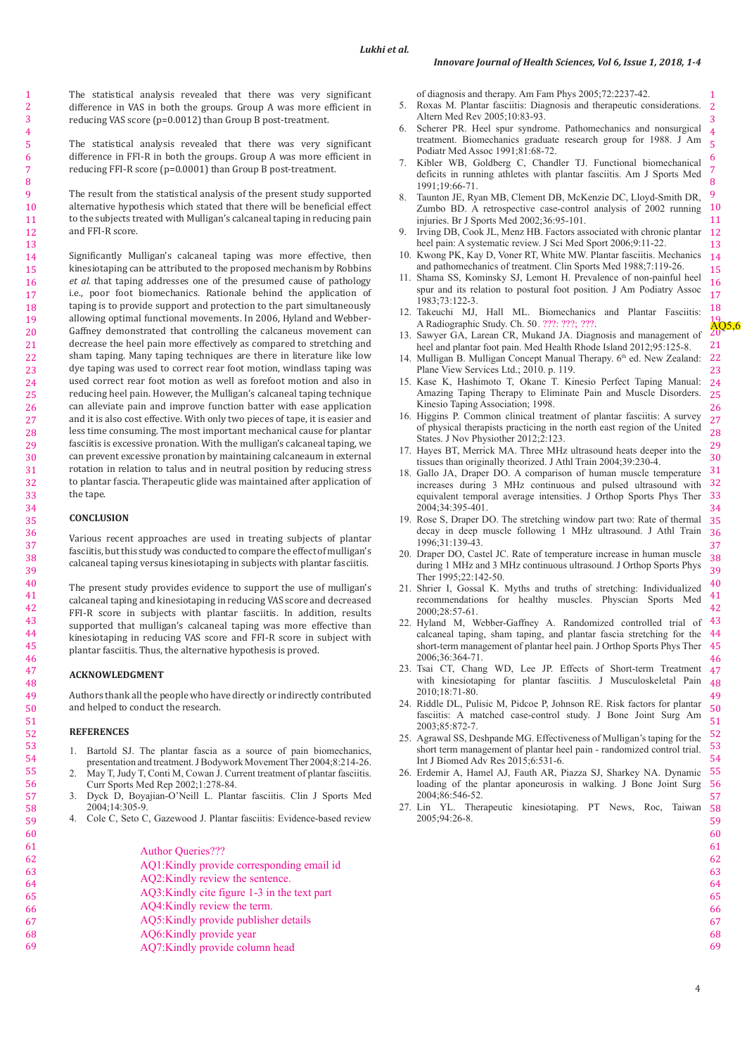The statistical analysis revealed that there was very significant difference in VAS in both the groups. Group A was more efficient in reducing VAS score (p=0.0012) than Group B post-treatment.

The statistical analysis revealed that there was very significant difference in FFI-R in both the groups. Group A was more efficient in reducing FFI-R score (p=0.0001) than Group B post-treatment.

The result from the statistical analysis of the present study supported alternative hypothesis which stated that there will be beneficial effect to the subjects treated with Mulligan's calcaneal taping in reducing pain and FFI-R score.

Significantly Mulligan's calcaneal taping was more effective, then kinesiotaping can be attributed to the proposed mechanism by Robbins *et al*. that taping addresses one of the presumed cause of pathology i.e., poor foot biomechanics. Rationale behind the application of taping is to provide support and protection to the part simultaneously allowing optimal functional movements. In 2006, Hyland and Webber-Gaffney demonstrated that controlling the calcaneus movement can decrease the heel pain more effectively as compared to stretching and sham taping. Many taping techniques are there in literature like low dye taping was used to correct rear foot motion, windlass taping was used correct rear foot motion as well as forefoot motion and also in reducing heel pain. However, the Mulligan's calcaneal taping technique can alleviate pain and improve function batter with ease application and it is also cost effective. With only two pieces of tape, it is easier and less time consuming. The most important mechanical cause for plantar fasciitis is excessive pronation. With the mulligan's calcaneal taping, we can prevent excessive pronation by maintaining calcaneaum in external rotation in relation to talus and in neutral position by reducing stress to plantar fascia. Therapeutic glide was maintained after application of the tape.

## CONCLUSION

Various recent approaches are used in treating subjects of plantar fasciitis, but this study was conducted to compare the effect of mulligan's calcaneal taping versus kinesiotaping in subjects with plantar fasciitis.

The present study provides evidence to support the use of mulligan's calcaneal taping and kinesiotaping in reducing VAS score and decreased FFI-R score in subjects with plantar fasciitis. In addition, results supported that mulligan's calcaneal taping was more effective than kinesiotaping in reducing VAS score and FFI-R score in subject with plantar fasciitis. Thus, the alternative hypothesis is proved.

## ACKNOWLEDGMENT

Authors thank all the people who have directly or indirectly contributed and helped to conduct the research.

## REFERENCES

1. Bartold SJ. The plantar fascia as a source of pain biomechanics, presentation and treatment. J Bodywork Movement Ther 2004;8:214-26.
2. May T, Judy T, Conti M, Cowan J. Current treatment of plantar fasciitis. Curr Sports Med Rep 2002;1:278-84.
3. Dyck D, Boyajian-O'Neill L. Plantar fasciitis. Clin J Sports Med 2004;14:305-9.
4. Cole C, Seto C, Gazewood J. Plantar fasciitis: Evidence-based review of diagnosis and therapy. Am Fam Phys 2005;72:2237-42.
5. Roxas M. Plantar fasciitis: Diagnosis and therapeutic considerations. Altern Med Rev 2005;10:83-93.
6. Scherer PR. Heel spur syndrome. Pathomechanics and nonsurgical treatment. Biomechanics graduate research group for 1988. J Am Podiatr Med Assoc 1991;81:68-72.
7. Kibler WB, Goldberg C, Chandler TJ. Functional biomechanical deficits in running athletes with plantar fasciitis. Am J Sports Med 1991;19:66-71.
8. Taunton JE, Ryan MB, Clement DB, McKenzie DC, Lloyd-Smith DR, Zumbo BD. A retrospective case-control analysis of 2002 running injuries. Br J Sports Med 2002;36:95-101.
9. Irving DB, Cook JL, Menz HB. Factors associated with chronic plantar heel pain: A systematic review. J Sci Med Sport 2006;9:11-22.
10. Kwong PK, Kay D, Voner RT, White MW. Plantar fasciitis. Mechanics and pathomechanics of treatment. Clin Sports Med 1988;7:119-26.
11. Shama SS, Kominsky SJ, Lemont H. Prevalence of non-painful heel spur and its relation to postural foot position. J Am Podiatry Assoc 1983;73:122-3.
12. Takeuchi MJ, Hall ML. Biomechanics and Plantar Fasciitis: A Radiographic Study. Ch. 50. ???; ???; ???.
13. Sawyer GA, Larean CR, Mukand JA. Diagnosis and management of heel and plantar foot pain. Med Health Rhode Island 2012;95:125-8.
14. Mulligan B. Mulligan Concept Manual Therapy. 6th ed. New Zealand: Plane View Services Ltd.; 2010. p. 119.
15. Kase K, Hashimoto T, Okane T. Kinesio Perfect Taping Manual: Amazing Taping Therapy to Eliminate Pain and Muscle Disorders. Kinesio Taping Association; 1998.
16. Higgins P. Common clinical treatment of plantar fasciitis: A survey of physical therapists practicing in the north east region of the United States. J Nov Physiother 2012;2:123.
17. Hayes BT, Merrick MA. Three MHz ultrasound heats deeper into the tissues than originally theorized. J Athl Train 2004;39:230-4.
18. Gallo JA, Draper DO. A comparison of human muscle temperature increases during 3 MHz continuous and pulsed ultrasound with equivalent temporal average intensities. J Orthop Sports Phys Ther 2004;34:395-401.
19. Rose S, Draper DO. The stretching window part two: Rate of thermal decay in deep muscle following 1 MHz ultrasound. J Athl Train 1996;31:139-43.
20. Draper DO, Castel JC. Rate of temperature increase in human muscle during 1 MHz and 3 MHz continuous ultrasound. J Orthop Sports Phys Ther 1995;22:142-50.
21. Shrier I, Gossal K. Myths and truths of stretching: Individualized recommendations for healthy muscles. Physcian Sports Med 2000;28:57-61.
22. Hyland M, Webber-Gaffney A. Randomized controlled trial of calcaneal taping, sham taping, and plantar fascia stretching for the short-term management of plantar heel pain. J Orthop Sports Phys Ther 2006;36:364-71.
23. Tsai CT, Chang WD, Lee JP. Effects of Short-term Treatment with kinesiotaping for plantar fasciitis. J Musculoskeletal Pain 2010;18:71-80.
24. Riddle DL, Pulisic M, Pidcoe P, Johnson RE. Risk factors for plantar fasciitis: A matched case-control study. J Bone Joint Surg Am 2003;85:872-7.
25. Agrawal SS, Deshpande MG. Effectiveness of Mulligan's taping for the short term management of plantar heel pain - randomized control trial. Int J Biomed Adv Res 2015;6:531-6.
26. Erdemir A, Hamel AJ, Fauth AR, Piazza SJ, Sharkey NA. Dynamic loading of the plantar aponeurosis in walking. J Bone Joint Surg 2004;86:546-52.
27. Lin YL. Therapeutic kinesiotaping. PT News, Roc, Taiwan 2005;94:26-8.

Author Queries???
AQ1:Kindly provide corresponding email id
AQ2:Kindly review the sentence.
AQ3:Kindly cite figure 1-3 in the text part
AQ4:Kindly review the term.
AQ5:Kindly provide publisher details
AQ6:Kindly provide year
AQ7:Kindly provide column head